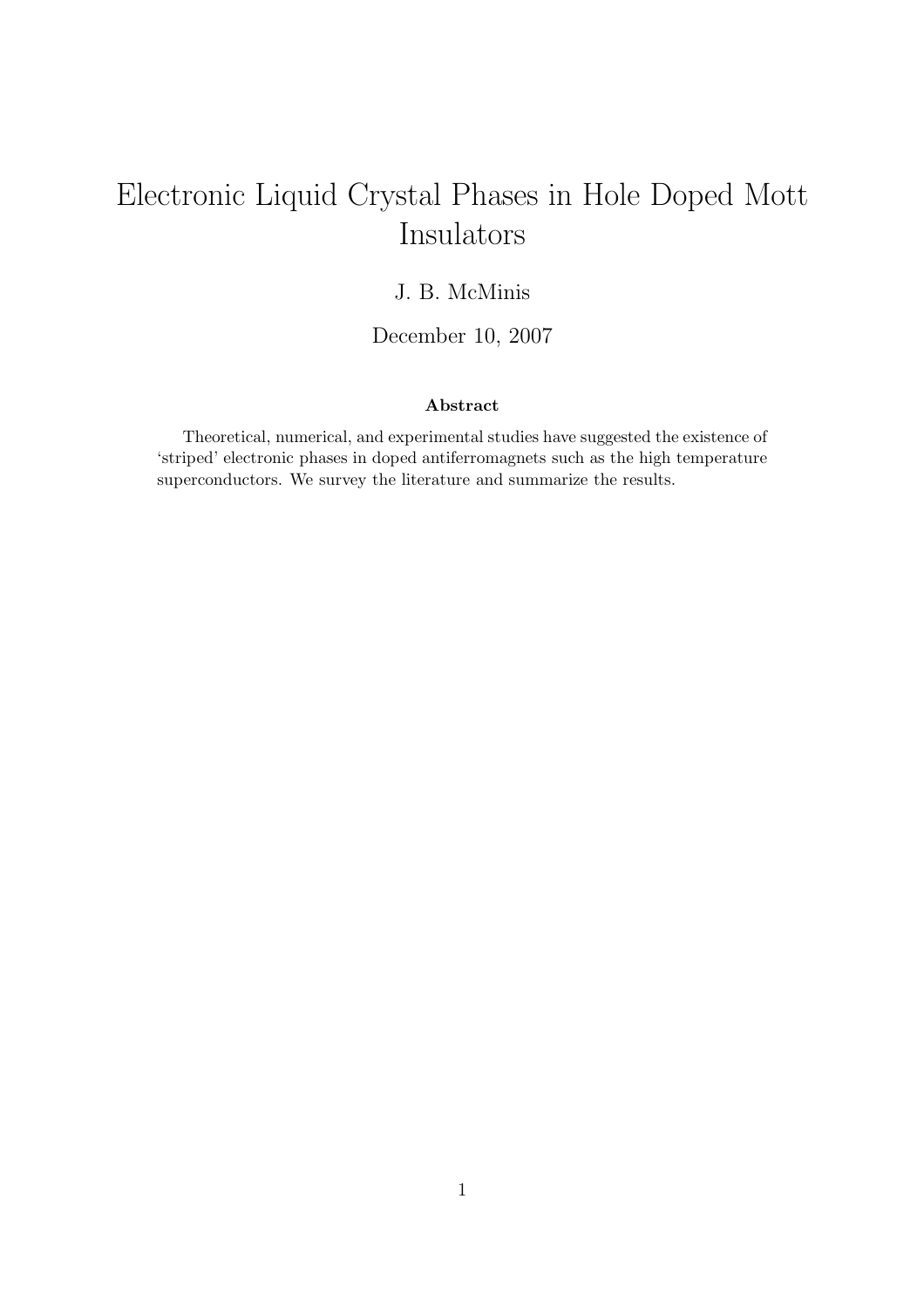# Electronic Liquid Crystal Phases in Hole Doped Mott Insulators

J. B. McMinis

December 10, 2007

**Abstract**

Theoretical, numerical, and experimental studies have suggested the existence of 'striped' electronic phases in doped antiferromagnets such as the high temperature superconductors. We survey the literature and summarize the results.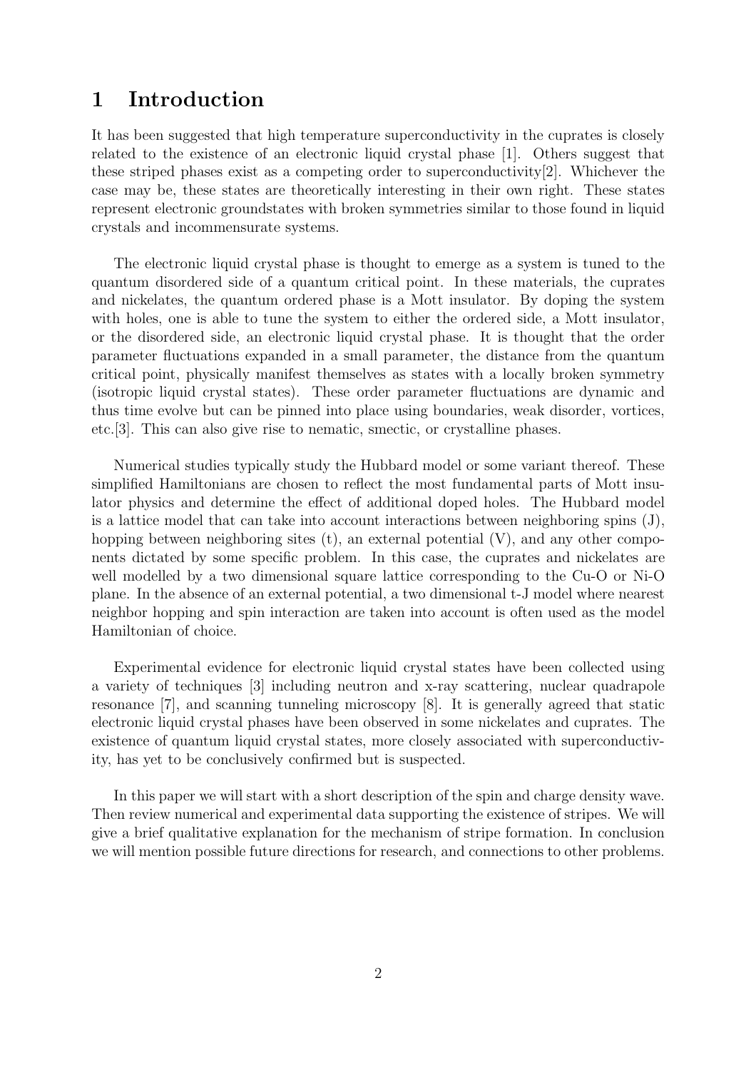# 1 Introduction

It has been suggested that high temperature superconductivity in the cuprates is closely related to the existence of an electronic liquid crystal phase [1]. Others suggest that these striped phases exist as a competing order to superconductivity[2]. Whichever the case may be, these states are theoretically interesting in their own right. These states represent electronic groundstates with broken symmetries similar to those found in liquid crystals and incommensurate systems.

The electronic liquid crystal phase is thought to emerge as a system is tuned to the quantum disordered side of a quantum critical point. In these materials, the cuprates and nickelates, the quantum ordered phase is a Mott insulator. By doping the system with holes, one is able to tune the system to either the ordered side, a Mott insulator, or the disordered side, an electronic liquid crystal phase. It is thought that the order parameter fluctuations expanded in a small parameter, the distance from the quantum critical point, physically manifest themselves as states with a locally broken symmetry (isotropic liquid crystal states). These order parameter fluctuations are dynamic and thus time evolve but can be pinned into place using boundaries, weak disorder, vortices, etc.[3]. This can also give rise to nematic, smectic, or crystalline phases.

Numerical studies typically study the Hubbard model or some variant thereof. These simplified Hamiltonians are chosen to reflect the most fundamental parts of Mott insulator physics and determine the effect of additional doped holes. The Hubbard model is a lattice model that can take into account interactions between neighboring spins (J), hopping between neighboring sites (t), an external potential (V), and any other components dictated by some specific problem. In this case, the cuprates and nickelates are well modelled by a two dimensional square lattice corresponding to the Cu-O or Ni-O plane. In the absence of an external potential, a two dimensional t-J model where nearest neighbor hopping and spin interaction are taken into account is often used as the model Hamiltonian of choice.

Experimental evidence for electronic liquid crystal states have been collected using a variety of techniques [3] including neutron and x-ray scattering, nuclear quadrapole resonance [7], and scanning tunneling microscopy [8]. It is generally agreed that static electronic liquid crystal phases have been observed in some nickelates and cuprates. The existence of quantum liquid crystal states, more closely associated with superconductivity, has yet to be conclusively confirmed but is suspected.

In this paper we will start with a short description of the spin and charge density wave. Then review numerical and experimental data supporting the existence of stripes. We will give a brief qualitative explanation for the mechanism of stripe formation. In conclusion we will mention possible future directions for research, and connections to other problems.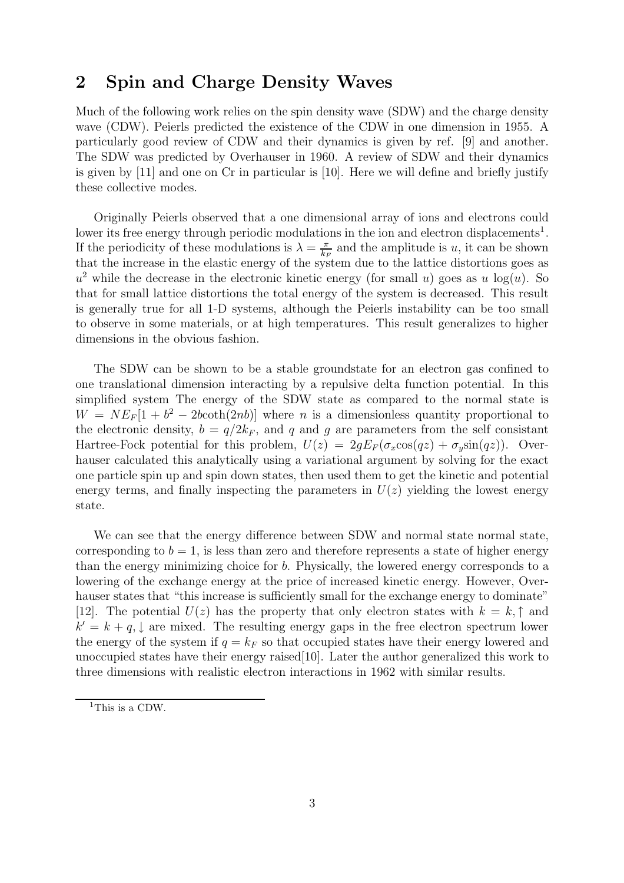## 2 Spin and Charge Density Waves

Much of the following work relies on the spin density wave (SDW) and the charge density wave (CDW). Peierls predicted the existence of the CDW in one dimension in 1955. A particularly good review of CDW and their dynamics is given by ref. [9] and another. The SDW was predicted by Overhauser in 1960. A review of SDW and their dynamics is given by [11] and one on Cr in particular is [10]. Here we will define and briefly justify these collective modes.

Originally Peierls observed that a one dimensional array of ions and electrons could lower its free energy through periodic modulations in the ion and electron displacements[1]. If the periodicity of these modulations is $\lambda = \frac{\pi}{k_F}$ and the amplitude is $u$, it can be shown that the increase in the elastic energy of the system due to the lattice distortions goes as $u^2$ while the decrease in the electronic kinetic energy (for small $u$) goes as $u \log(u)$. So that for small lattice distortions the total energy of the system is decreased. This result is generally true for all 1-D systems, although the Peierls instability can be too small to observe in some materials, or at high temperatures. This result generalizes to higher dimensions in the obvious fashion.

The SDW can be shown to be a stable groundstate for an electron gas confined to one translational dimension interacting by a repulsive delta function potential. In this simplified system The energy of the SDW state as compared to the normal state is $W = NE_F[1 + b^2 - 2b\coth(2nb)]$ where $n$ is a dimensionless quantity proportional to the electronic density, $b = q/2k_F$, and $q$ and $g$ are parameters from the self consistant Hartree-Fock potential for this problem, $U(z) = 2gE_F(\sigma_x \cos(qz) + \sigma_y \sin(qz))$. Overhauser calculated this analytically using a variational argument by solving for the exact one particle spin up and spin down states, then used them to get the kinetic and potential energy terms, and finally inspecting the parameters in $U(z)$ yielding the lowest energy state.

We can see that the energy difference between SDW and normal state normal state, corresponding to $b = 1$, is less than zero and therefore represents a state of higher energy than the energy minimizing choice for $b$. Physically, the lowered energy corresponds to a lowering of the exchange energy at the price of increased kinetic energy. However, Overhauser states that "this increase is sufficiently small for the exchange energy to dominate" [12]. The potential $U(z)$ has the property that only electron states with $k = k, \uparrow$ and $k' = k + q, \downarrow$ are mixed. The resulting energy gaps in the free electron spectrum lower the energy of the system if $q = k_F$ so that occupied states have their energy lowered and unoccupied states have their energy raised[10]. Later the author generalized this work to three dimensions with realistic electron interactions in 1962 with similar results.

[1]This is a CDW.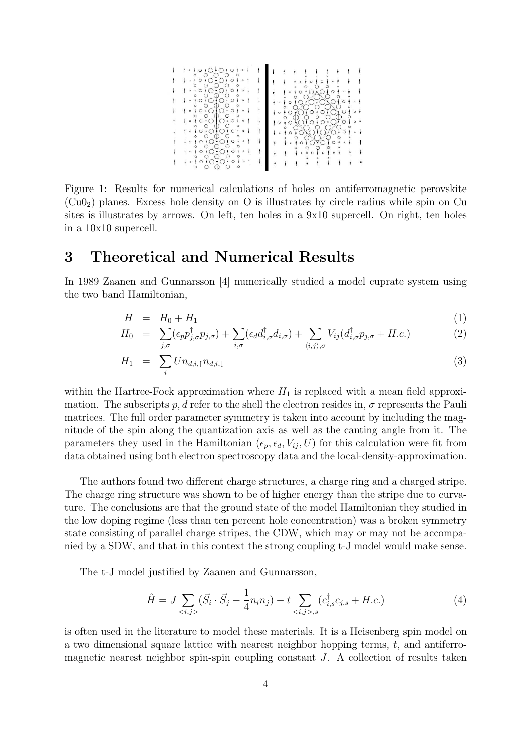Figure 1: Results for numerical calculations of holes on antiferromagnetic perovskite ($Cu0_2$) planes. Excess hole density on O is illustrates by circle radius while spin on Cu sites is illustrates by arrows. On left, ten holes in a 9x10 supercell. On right, ten holes in a 10x10 supercell.

# 3 Theoretical and Numerical Results

In 1989 Zaanen and Gunnarsson [4] numerically studied a model cuprate system using the two band Hamiltonian,

$$H = H_0 + H_1 \tag{1}$$

$$H_0 = \sum_{j,\sigma} (\epsilon_p p^\dagger_{j,\sigma} p_{j,\sigma}) + \sum_{i,\sigma} (\epsilon_d d^\dagger_{i,\sigma} d_{i,\sigma}) + \sum_{\langle i,j \rangle,\sigma} V_{ij} (d^\dagger_{i,\sigma} p_{j,\sigma} + H.c.) \tag{2}$$

$$H_1 = \sum_i U n_{d,i,\uparrow} n_{d,i,\downarrow} \tag{3}$$

within the Hartree-Fock approximation where $H_1$ is replaced with a mean field approximation. The subscripts $p, d$ refer to the shell the electron resides in, $\sigma$ represents the Pauli matrices. The full order parameter symmetry is taken into account by including the magnitude of the spin along the quantization axis as well as the canting angle from it. The parameters they used in the Hamiltonian ($\epsilon_p, \epsilon_d, V_{ij}, U$) for this calculation were fit from data obtained using both electron spectroscopy data and the local-density-approximation.

The authors found two different charge structures, a charge ring and a charged stripe. The charge ring structure was shown to be of higher energy than the stripe due to curvature. The conclusions are that the ground state of the model Hamiltonian they studied in the low doping regime (less than ten percent hole concentration) was a broken symmetry state consisting of parallel charge stripes, the CDW, which may or may not be accompanied by a SDW, and that in this context the strong coupling t-J model would make sense.

The t-J model justified by Zaanen and Gunnarsson,

$$\hat{H} = J \sum_{<i,j>} (\vec{S}_i \cdot \vec{S}_j - \frac{1}{4} n_i n_j) - t \sum_{<i,j>,s} (c^\dagger_{i,s} c_{j,s} + H.c.) \tag{4}$$

is often used in the literature to model these materials. It is a Heisenberg spin model on a two dimensional square lattice with nearest neighbor hopping terms, $t$, and antiferromagnetic nearest neighbor spin-spin coupling constant $J$. A collection of results taken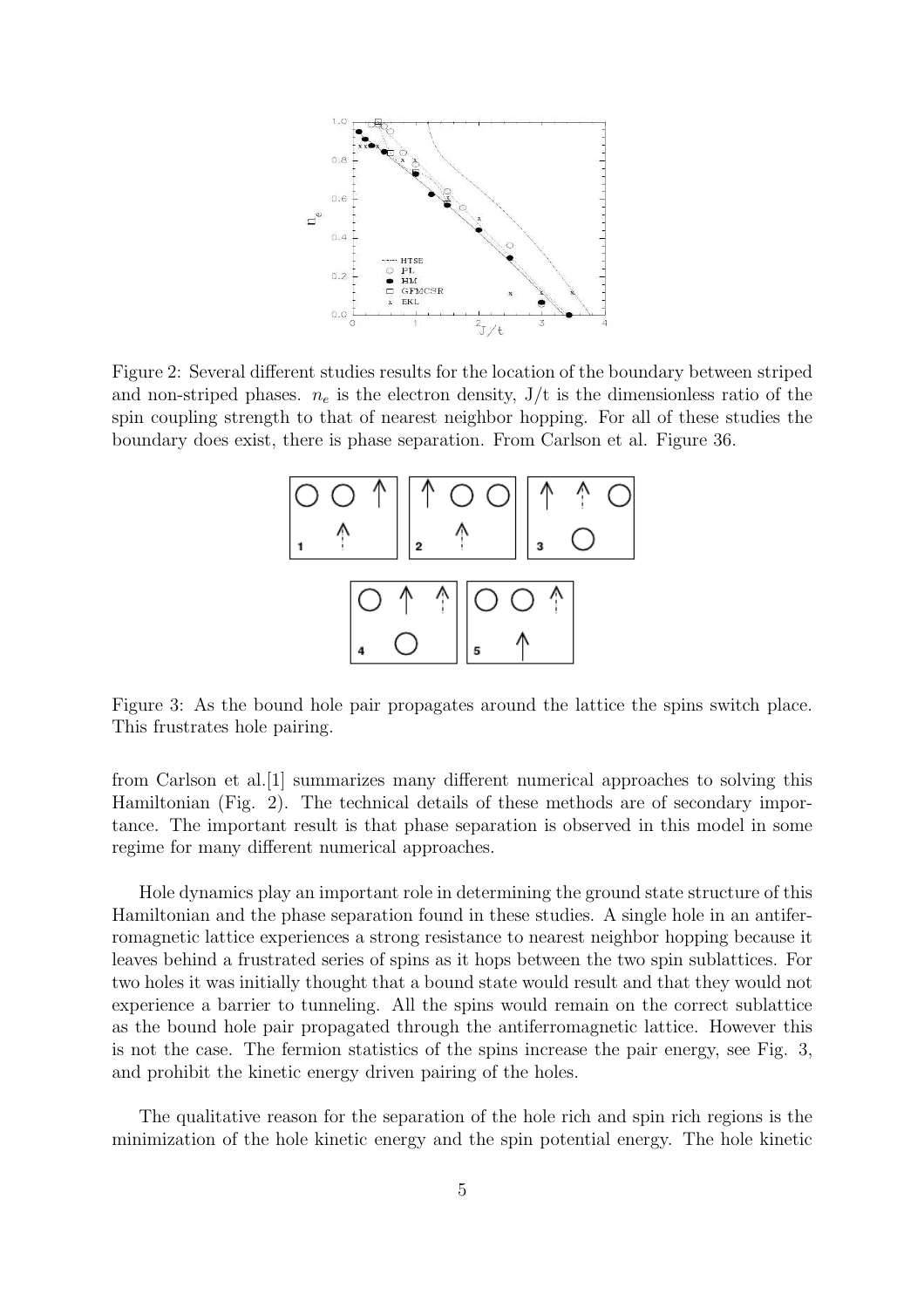Figure 2: Several different studies results for the location of the boundary between striped and non-striped phases. $n_e$ is the electron density, J/t is the dimensionless ratio of the spin coupling strength to that of nearest neighbor hopping. For all of these studies the boundary does exist, there is phase separation. From Carlson et al. Figure 36.

Figure 3: As the bound hole pair propagates around the lattice the spins switch place. This frustrates hole pairing.

from Carlson et al.[1] summarizes many different numerical approaches to solving this Hamiltonian (Fig. 2). The technical details of these methods are of secondary importance. The important result is that phase separation is observed in this model in some regime for many different numerical approaches.

Hole dynamics play an important role in determining the ground state structure of this Hamiltonian and the phase separation found in these studies. A single hole in an antiferromagnetic lattice experiences a strong resistance to nearest neighbor hopping because it leaves behind a frustrated series of spins as it hops between the two spin sublattices. For two holes it was initially thought that a bound state would result and that they would not experience a barrier to tunneling. All the spins would remain on the correct sublattice as the bound hole pair propagated through the antiferromagnetic lattice. However this is not the case. The fermion statistics of the spins increase the pair energy, see Fig. 3, and prohibit the kinetic energy driven pairing of the holes.

The qualitative reason for the separation of the hole rich and spin rich regions is the minimization of the hole kinetic energy and the spin potential energy. The hole kinetic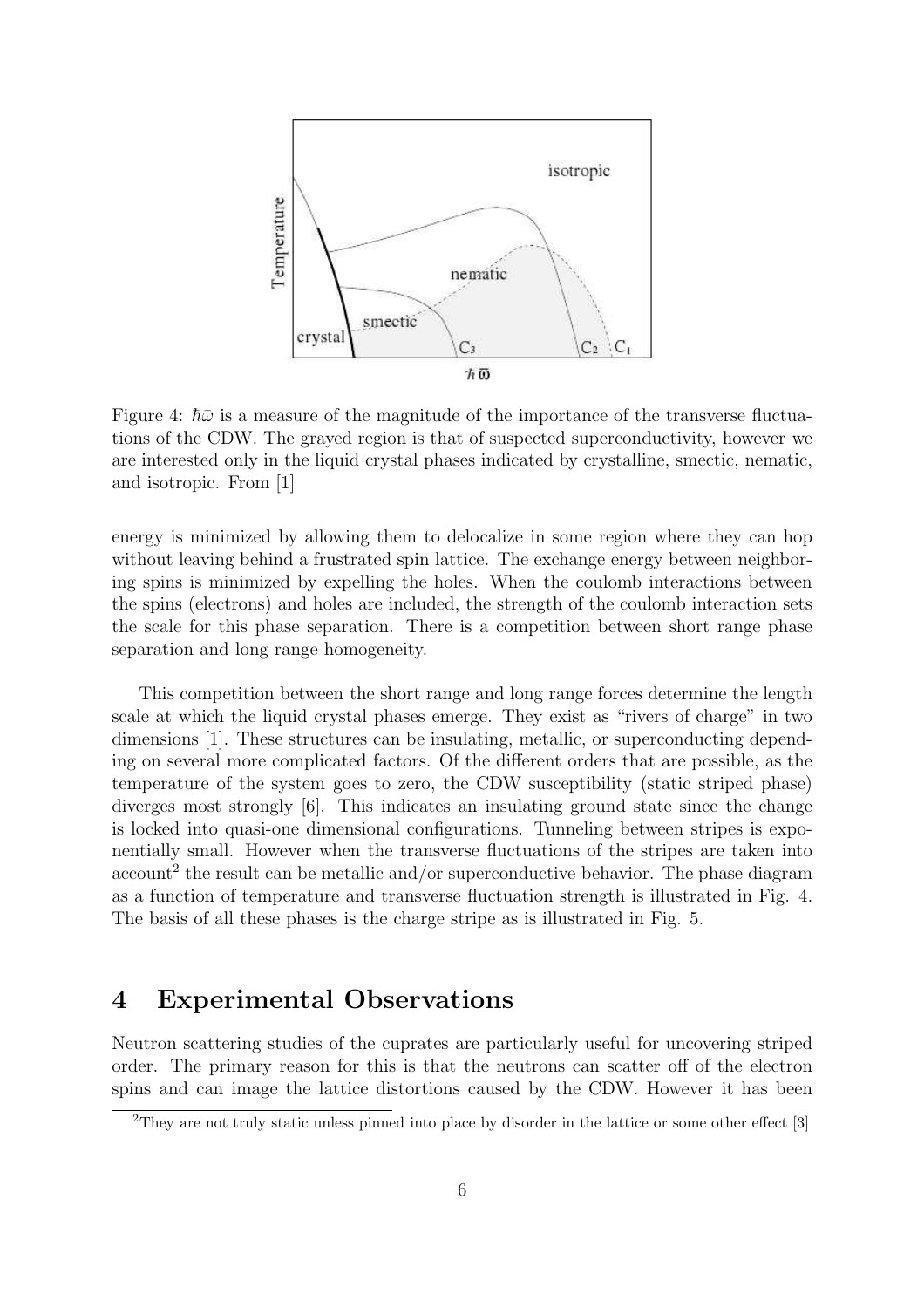Figure 4: $\hbar\bar{\omega}$ is a measure of the magnitude of the importance of the transverse fluctuations of the CDW. The grayed region is that of suspected superconductivity, however we are interested only in the liquid crystal phases indicated by crystalline, smectic, nematic, and isotropic. From [1]

energy is minimized by allowing them to delocalize in some region where they can hop without leaving behind a frustrated spin lattice. The exchange energy between neighboring spins is minimized by expelling the holes. When the coulomb interactions between the spins (electrons) and holes are included, the strength of the coulomb interaction sets the scale for this phase separation. There is a competition between short range phase separation and long range homogeneity.

This competition between the short range and long range forces determine the length scale at which the liquid crystal phases emerge. They exist as "rivers of charge" in two dimensions [1]. These structures can be insulating, metallic, or superconducting depending on several more complicated factors. Of the different orders that are possible, as the temperature of the system goes to zero, the CDW susceptibility (static striped phase) diverges most strongly [6]. This indicates an insulating ground state since the change is locked into quasi-one dimensional configurations. Tunneling between stripes is exponentially small. However when the transverse fluctuations of the stripes are taken into account[2] the result can be metallic and/or superconductive behavior. The phase diagram as a function of temperature and transverse fluctuation strength is illustrated in Fig. 4. The basis of all these phases is the charge stripe as is illustrated in Fig. 5.

## 4 Experimental Observations

Neutron scattering studies of the cuprates are particularly useful for uncovering striped order. The primary reason for this is that the neutrons can scatter off of the electron spins and can image the lattice distortions caused by the CDW. However it has been

[2] They are not truly static unless pinned into place by disorder in the lattice or some other effect [3]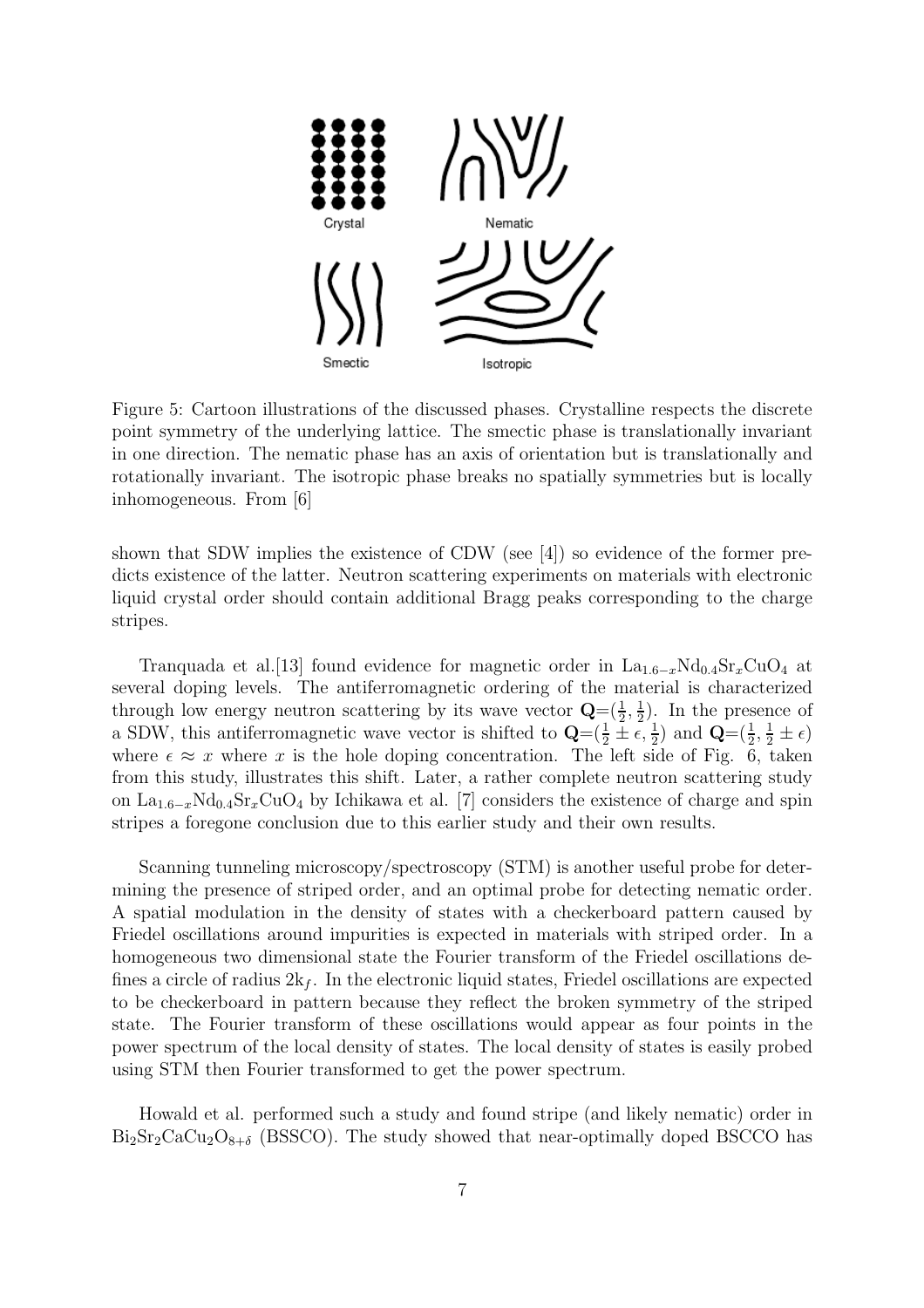Figure 5: Cartoon illustrations of the discussed phases. Crystalline respects the discrete point symmetry of the underlying lattice. The smectic phase is translationally invariant in one direction. The nematic phase has an axis of orientation but is translationally and rotationally invariant. The isotropic phase breaks no spatially symmetries but is locally inhomogeneous. From [6]

shown that SDW implies the existence of CDW (see [4]) so evidence of the former predicts existence of the latter. Neutron scattering experiments on materials with electronic liquid crystal order should contain additional Bragg peaks corresponding to the charge stripes.

Tranquada et al.[13] found evidence for magnetic order in $La_{1.6-x}Nd_{0.4}Sr_xCuO_4$ at several doping levels. The antiferromagnetic ordering of the material is characterized through low energy neutron scattering by its wave vector $\mathbf{Q}=(\frac{1}{2}, \frac{1}{2})$. In the presence of a SDW, this antiferromagnetic wave vector is shifted to $\mathbf{Q}=(\frac{1}{2} \pm \epsilon, \frac{1}{2})$ and $\mathbf{Q}=(\frac{1}{2}, \frac{1}{2} \pm \epsilon)$ where $\epsilon \approx x$ where $x$ is the hole doping concentration. The left side of Fig. 6, taken from this study, illustrates this shift. Later, a rather complete neutron scattering study on $La_{1.6-x}Nd_{0.4}Sr_xCuO_4$ by Ichikawa et al. [7] considers the existence of charge and spin stripes a foregone conclusion due to this earlier study and their own results.

Scanning tunneling microscopy/spectroscopy (STM) is another useful probe for determining the presence of striped order, and an optimal probe for detecting nematic order. A spatial modulation in the density of states with a checkerboard pattern caused by Friedel oscillations around impurities is expected in materials with striped order. In a homogeneous two dimensional state the Fourier transform of the Friedel oscillations defines a circle of radius $2k_f$. In the electronic liquid states, Friedel oscillations are expected to be checkerboard in pattern because they reflect the broken symmetry of the striped state. The Fourier transform of these oscillations would appear as four points in the power spectrum of the local density of states. The local density of states is easily probed using STM then Fourier transformed to get the power spectrum.

Howald et al. performed such a study and found stripe (and likely nematic) order in $Bi_2Sr_2CaCu_2O_{8+\delta}$ (BSSCO). The study showed that near-optimally doped BSCCO has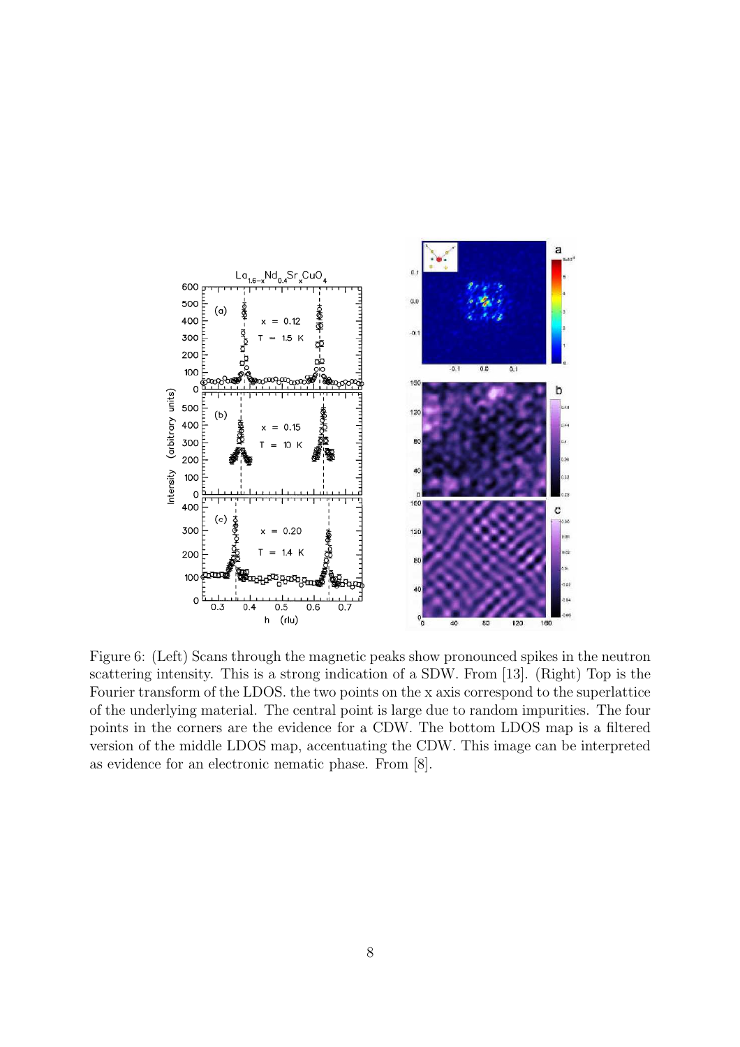Figure 6: (Left) Scans through the magnetic peaks show pronounced spikes in the neutron scattering intensity. This is a strong indication of a SDW. From [13]. (Right) Top is the Fourier transform of the LDOS. the two points on the x axis correspond to the superlattice of the underlying material. The central point is large due to random impurities. The four points in the corners are the evidence for a CDW. The bottom LDOS map is a filtered version of the middle LDOS map, accentuating the CDW. This image can be interpreted as evidence for an electronic nematic phase. From [8].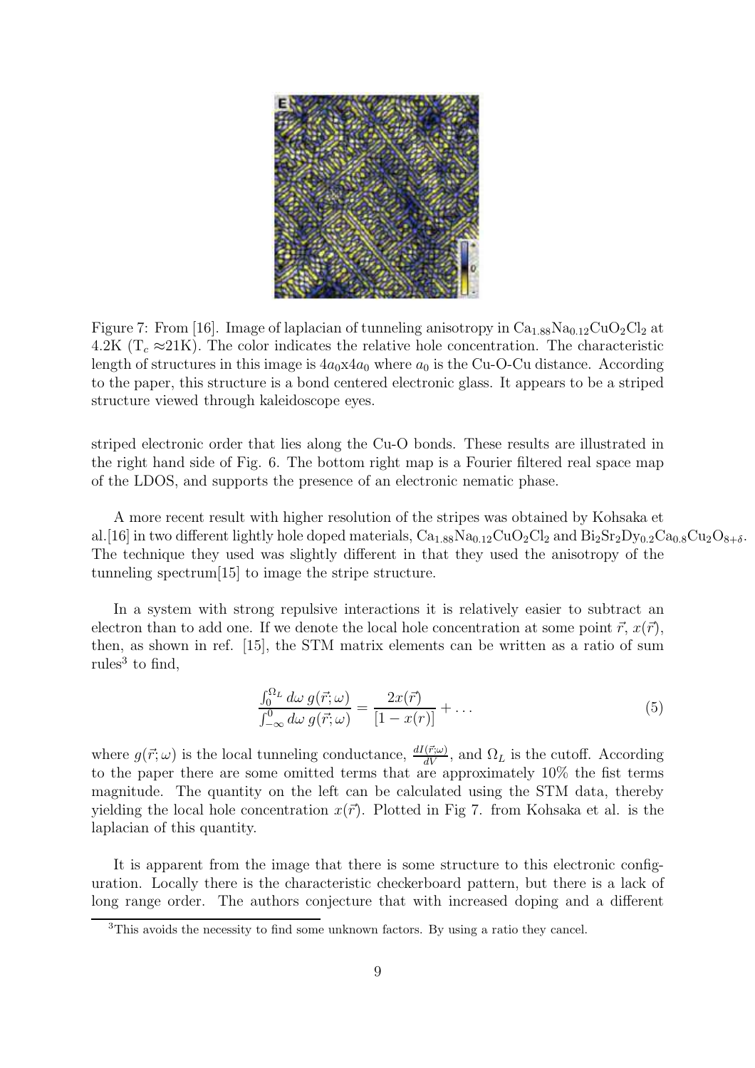Figure 7: From [16]. Image of laplacian of tunneling anisotropy in $Ca_{1.88}Na_{0.12}CuO_2Cl_2$ at 4.2K ($T_c \approx$21K). The color indicates the relative hole concentration. The characteristic length of structures in this image is $4a_0$x$4a_0$ where $a_0$ is the Cu-O-Cu distance. According to the paper, this structure is a bond centered electronic glass. It appears to be a striped structure viewed through kaleidoscope eyes.

striped electronic order that lies along the Cu-O bonds. These results are illustrated in the right hand side of Fig. 6. The bottom right map is a Fourier filtered real space map of the LDOS, and supports the presence of an electronic nematic phase.

A more recent result with higher resolution of the stripes was obtained by Kohsaka et al.[16] in two different lightly hole doped materials, $Ca_{1.88}Na_{0.12}CuO_2Cl_2$ and $Bi_2Sr_2Dy_{0.2}Ca_{0.8}Cu_2O_{8+\delta}$. The technique they used was slightly different in that they used the anisotropy of the tunneling spectrum[15] to image the stripe structure.

In a system with strong repulsive interactions it is relatively easier to subtract an electron than to add one. If we denote the local hole concentration at some point $\vec{r}$, $x(\vec{r})$, then, as shown in ref. [15], the STM matrix elements can be written as a ratio of sum rules[3] to find,

$$\frac{\int_0^{\Omega_L} d\omega\, g(\vec{r};\omega)}{\int_{-\infty}^{0} d\omega\, g(\vec{r};\omega)} = \frac{2x(\vec{r})}{[1 - x(r)]} + \dots \tag{5}$$

where $g(\vec{r};\omega)$ is the local tunneling conductance, $\frac{dI(\vec{r};\omega)}{dV}$, and $\Omega_L$ is the cutoff. According to the paper there are some omitted terms that are approximately 10% the fist terms magnitude. The quantity on the left can be calculated using the STM data, thereby yielding the local hole concentration $x(\vec{r})$. Plotted in Fig 7. from Kohsaka et al. is the laplacian of this quantity.

It is apparent from the image that there is some structure to this electronic configuration. Locally there is the characteristic checkerboard pattern, but there is a lack of long range order. The authors conjecture that with increased doping and a different

[3] This avoids the necessity to find some unknown factors. By using a ratio they cancel.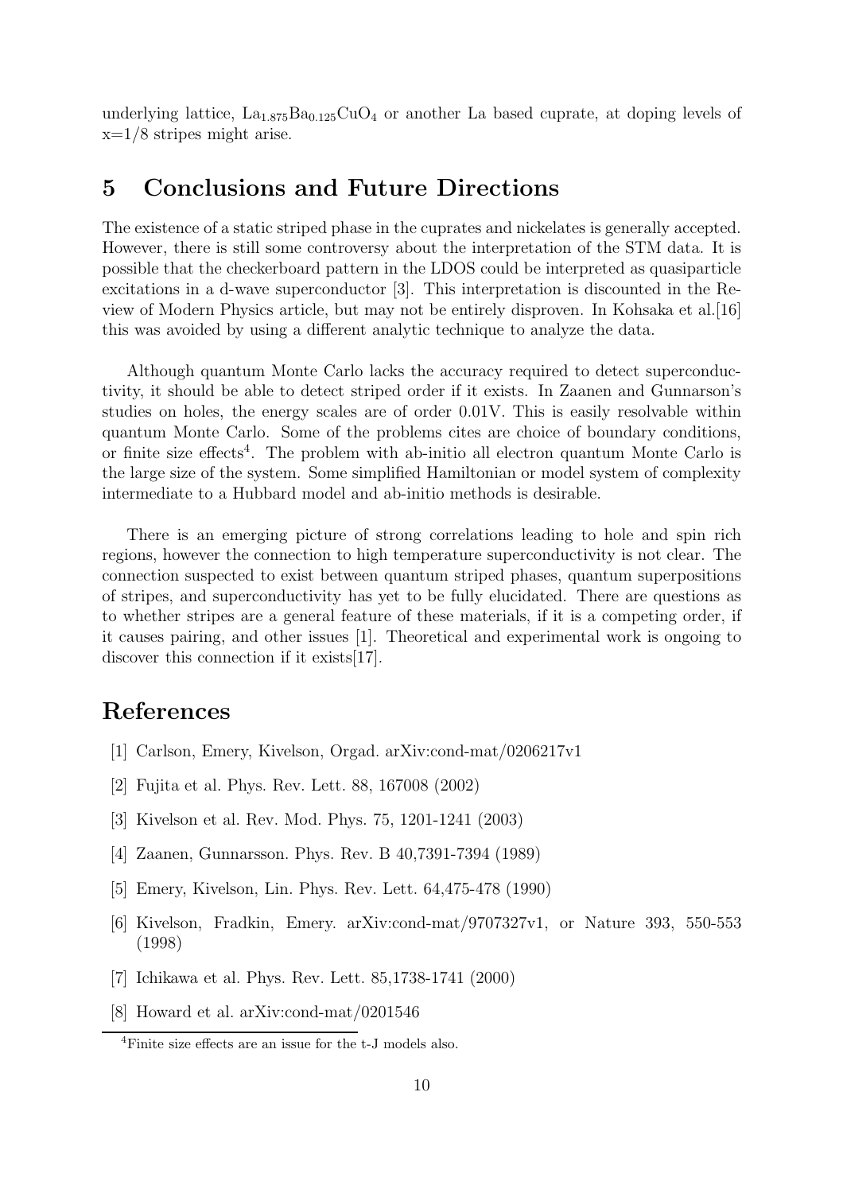underlying lattice, $La_{1.875}Ba_{0.125}CuO_4$ or another La based cuprate, at doping levels of x=1/8 stripes might arise.

## 5 Conclusions and Future Directions

The existence of a static striped phase in the cuprates and nickelates is generally accepted. However, there is still some controversy about the interpretation of the STM data. It is possible that the checkerboard pattern in the LDOS could be interpreted as quasiparticle excitations in a d-wave superconductor [3]. This interpretation is discounted in the Review of Modern Physics article, but may not be entirely disproven. In Kohsaka et al.[16] this was avoided by using a different analytic technique to analyze the data.

Although quantum Monte Carlo lacks the accuracy required to detect superconductivity, it should be able to detect striped order if it exists. In Zaanen and Gunnarson's studies on holes, the energy scales are of order 0.01V. This is easily resolvable within quantum Monte Carlo. Some of the problems cites are choice of boundary conditions, or finite size effects[4]. The problem with ab-initio all electron quantum Monte Carlo is the large size of the system. Some simplified Hamiltonian or model system of complexity intermediate to a Hubbard model and ab-initio methods is desirable.

There is an emerging picture of strong correlations leading to hole and spin rich regions, however the connection to high temperature superconductivity is not clear. The connection suspected to exist between quantum striped phases, quantum superpositions of stripes, and superconductivity has yet to be fully elucidated. There are questions as to whether stripes are a general feature of these materials, if it is a competing order, if it causes pairing, and other issues [1]. Theoretical and experimental work is ongoing to discover this connection if it exists[17].

## References

[1] Carlson, Emery, Kivelson, Orgad. arXiv:cond-mat/0206217v1

[2] Fujita et al. Phys. Rev. Lett. 88, 167008 (2002)

[3] Kivelson et al. Rev. Mod. Phys. 75, 1201-1241 (2003)

[4] Zaanen, Gunnarsson. Phys. Rev. B 40,7391-7394 (1989)

[5] Emery, Kivelson, Lin. Phys. Rev. Lett. 64,475-478 (1990)

[6] Kivelson, Fradkin, Emery. arXiv:cond-mat/9707327v1, or Nature 393, 550-553 (1998)

[7] Ichikawa et al. Phys. Rev. Lett. 85,1738-1741 (2000)

[8] Howard et al. arXiv:cond-mat/0201546

[4] Finite size effects are an issue for the t-J models also.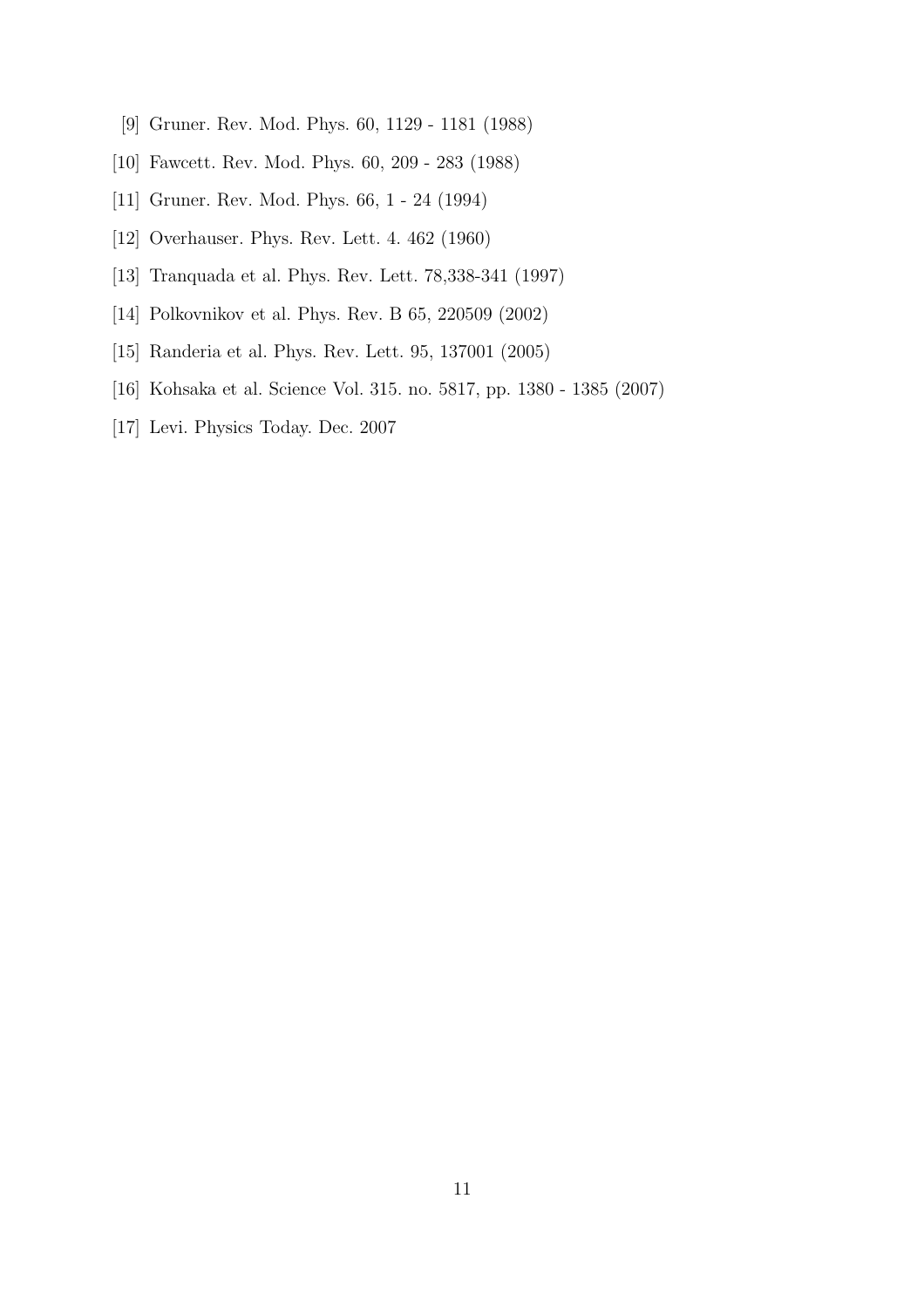[9] Gruner. Rev. Mod. Phys. 60, 1129 - 1181 (1988)

[10] Fawcett. Rev. Mod. Phys. 60, 209 - 283 (1988)

[11] Gruner. Rev. Mod. Phys. 66, 1 - 24 (1994)

[12] Overhauser. Phys. Rev. Lett. 4. 462 (1960)

[13] Tranquada et al. Phys. Rev. Lett. 78,338-341 (1997)

[14] Polkovnikov et al. Phys. Rev. B 65, 220509 (2002)

[15] Randeria et al. Phys. Rev. Lett. 95, 137001 (2005)

[16] Kohsaka et al. Science Vol. 315. no. 5817, pp. 1380 - 1385 (2007)

[17] Levi. Physics Today. Dec. 2007